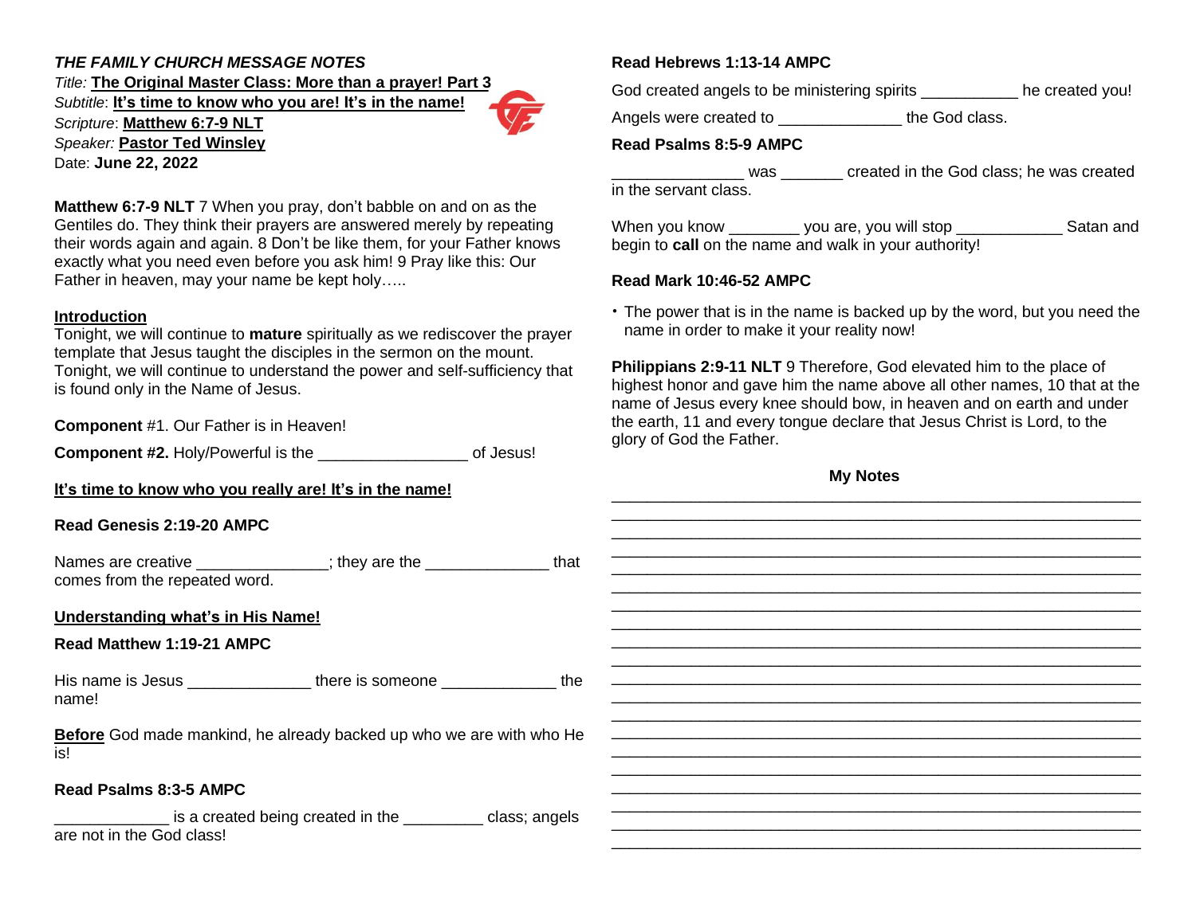***THE FAMILY CHURCH MESSAGE NOTES***

*Title:* **The Original Master Class: More than a prayer! Part 3**
*Subtitle*: **It's time to know who you are! It's in the name!**
*Scripture*: **Matthew 6:7-9 NLT**
*Speaker:* **Pastor Ted Winsley**
Date: **June 22, 2022**

**Matthew 6:7-9 NLT** 7 When you pray, don't babble on and on as the Gentiles do. They think their prayers are answered merely by repeating their words again and again. 8 Don't be like them, for your Father knows exactly what you need even before you ask him! 9 Pray like this: Our Father in heaven, may your name be kept holy…..

**Introduction**

Tonight, we will continue to **mature** spiritually as we rediscover the prayer template that Jesus taught the disciples in the sermon on the mount. Tonight, we will continue to understand the power and self-sufficiency that is found only in the Name of Jesus.

**Component** #1. Our Father is in Heaven!

**Component #2.** Holy/Powerful is the _________________ of Jesus!

**It's time to know who you really are! It's in the name!**

**Read Genesis 2:19-20 AMPC**

Names are creative _______________; they are the ______________ that comes from the repeated word.

**Understanding what's in His Name!**

**Read Matthew 1:19-21 AMPC**

His name is Jesus ______________ there is someone _____________ the name!

**Before** God made mankind, he already backed up who we are with who He is!

**Read Psalms 8:3-5 AMPC**

_____________ is a created being created in the _________ class; angels are not in the God class!

**Read Hebrews 1:13-14 AMPC**

God created angels to be ministering spirits ___________ he created you!

Angels were created to ______________ the God class.

**Read Psalms 8:5-9 AMPC**

_______________ was _______ created in the God class; he was created in the servant class.

When you know ________ you are, you will stop ____________ Satan and begin to **call** on the name and walk in your authority!

**Read Mark 10:46-52 AMPC**

- The power that is in the name is backed up by the word, but you need the name in order to make it your reality now!

**Philippians 2:9-11 NLT** 9 Therefore, God elevated him to the place of highest honor and gave him the name above all other names, 10 that at the name of Jesus every knee should bow, in heaven and on earth and under the earth, 11 and every tongue declare that Jesus Christ is Lord, to the glory of God the Father.

**My Notes**

______________________________________________________________
______________________________________________________________
______________________________________________________________
______________________________________________________________
______________________________________________________________
______________________________________________________________
______________________________________________________________
______________________________________________________________
______________________________________________________________
______________________________________________________________
______________________________________________________________
______________________________________________________________
______________________________________________________________
______________________________________________________________
______________________________________________________________
______________________________________________________________
______________________________________________________________
______________________________________________________________
______________________________________________________________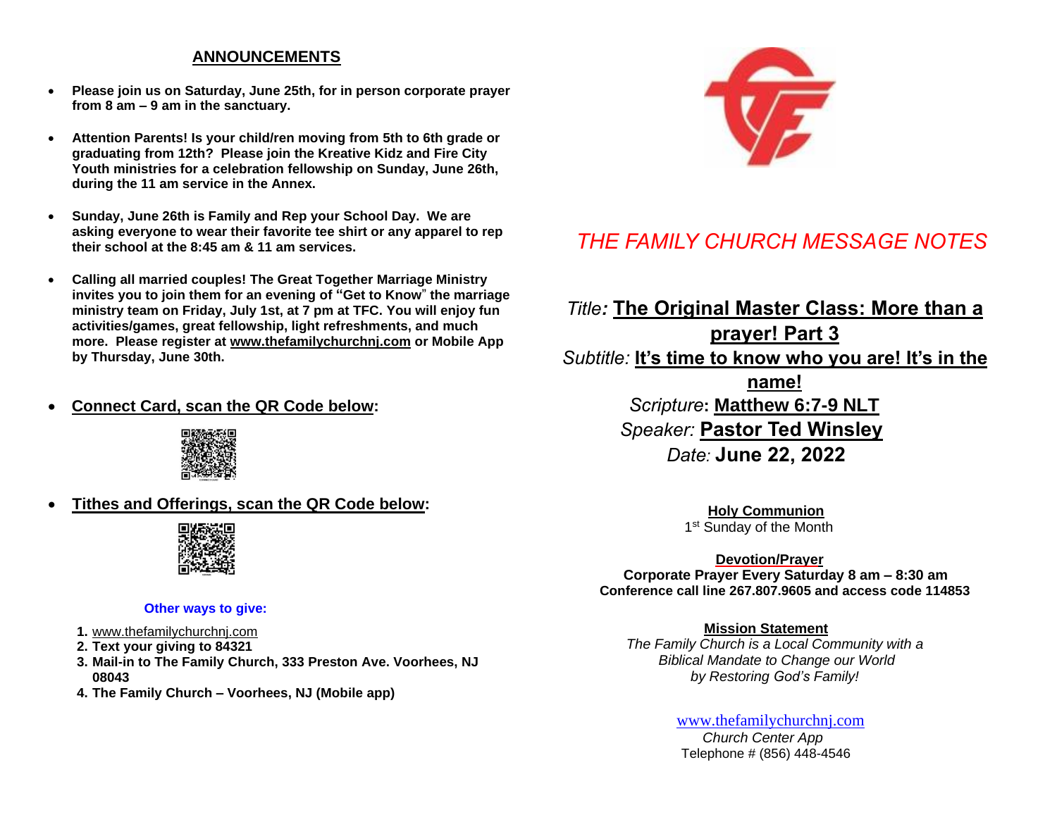## ANNOUNCEMENTS

- **Please join us on Saturday, June 25th, for in person corporate prayer from 8 am – 9 am in the sanctuary.**
- **Attention Parents! Is your child/ren moving from 5th to 6th grade or graduating from 12th? Please join the Kreative Kidz and Fire City Youth ministries for a celebration fellowship on Sunday, June 26th, during the 11 am service in the Annex.**
- **Sunday, June 26th is Family and Rep your School Day. We are asking everyone to wear their favorite tee shirt or any apparel to rep their school at the 8:45 am & 11 am services.**
- **Calling all married couples! The Great Together Marriage Ministry invites you to join them for an evening of "Get to Know" the marriage ministry team on Friday, July 1st, at 7 pm at TFC. You will enjoy fun activities/games, great fellowship, light refreshments, and much more. Please register at www.thefamilychurchnj.com or Mobile App by Thursday, June 30th.**
- **Connect Card, scan the QR Code below:**
- **Tithes and Offerings, scan the QR Code below:**

**Other ways to give:**

1. www.thefamilychurchnj.com
2. **Text your giving to 84321**
3. **Mail-in to The Family Church, 333 Preston Ave. Voorhees, NJ 08043**
4. **The Family Church – Voorhees, NJ (Mobile app)**

# *THE FAMILY CHURCH MESSAGE NOTES*

*Title:* **The Original Master Class: More than a prayer! Part 3**
*Subtitle:* **It's time to know who you are! It's in the name!**
*Scripture*: **Matthew 6:7-9 NLT**
*Speaker:* **Pastor Ted Winsley**
*Date:* **June 22, 2022**

**Holy Communion**
1st Sunday of the Month

**Devotion/Prayer**
**Corporate Prayer Every Saturday 8 am – 8:30 am**
**Conference call line 267.807.9605 and access code 114853**

**Mission Statement**
*The Family Church is a Local Community with a Biblical Mandate to Change our World by Restoring God's Family!*

www.thefamilychurchnj.com
*Church Center App*
Telephone # (856) 448-4546